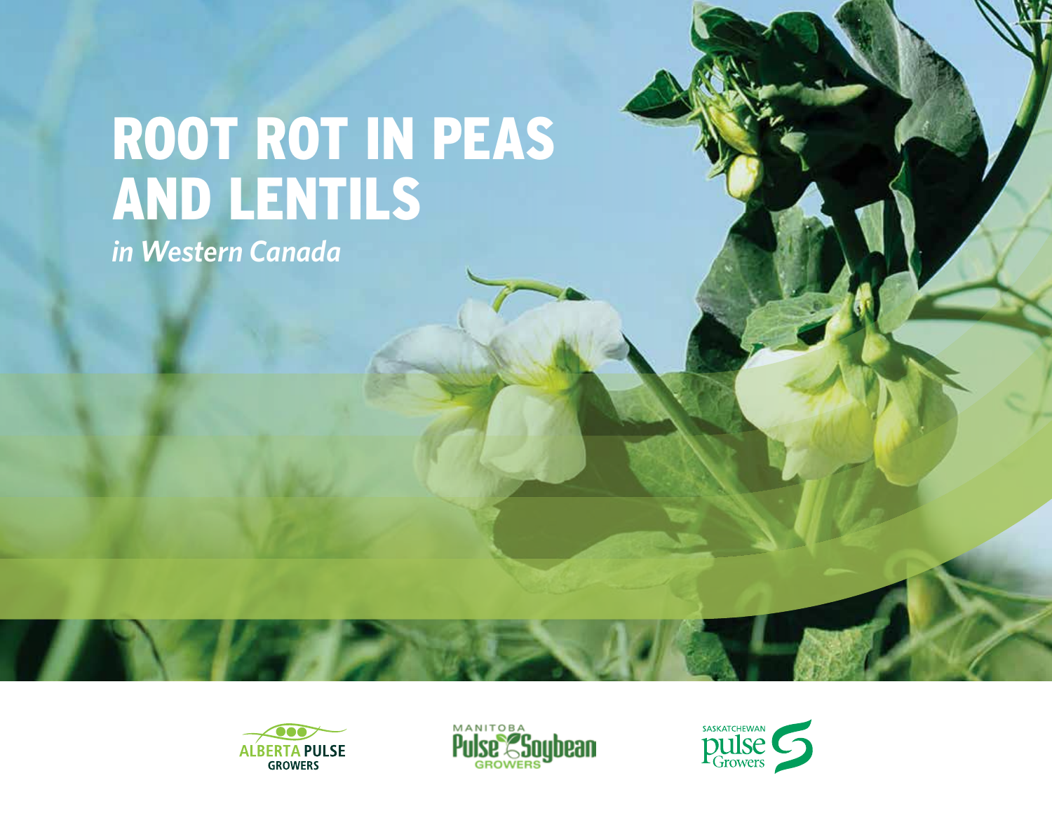# ROOT ROT IN PEAS AND LENTILS

*in Western Canada*

ALBERTA PULSE GROWERS

MANITOBA Pulse Soybean GROWERS

SASKATCHEWAN pulse Growers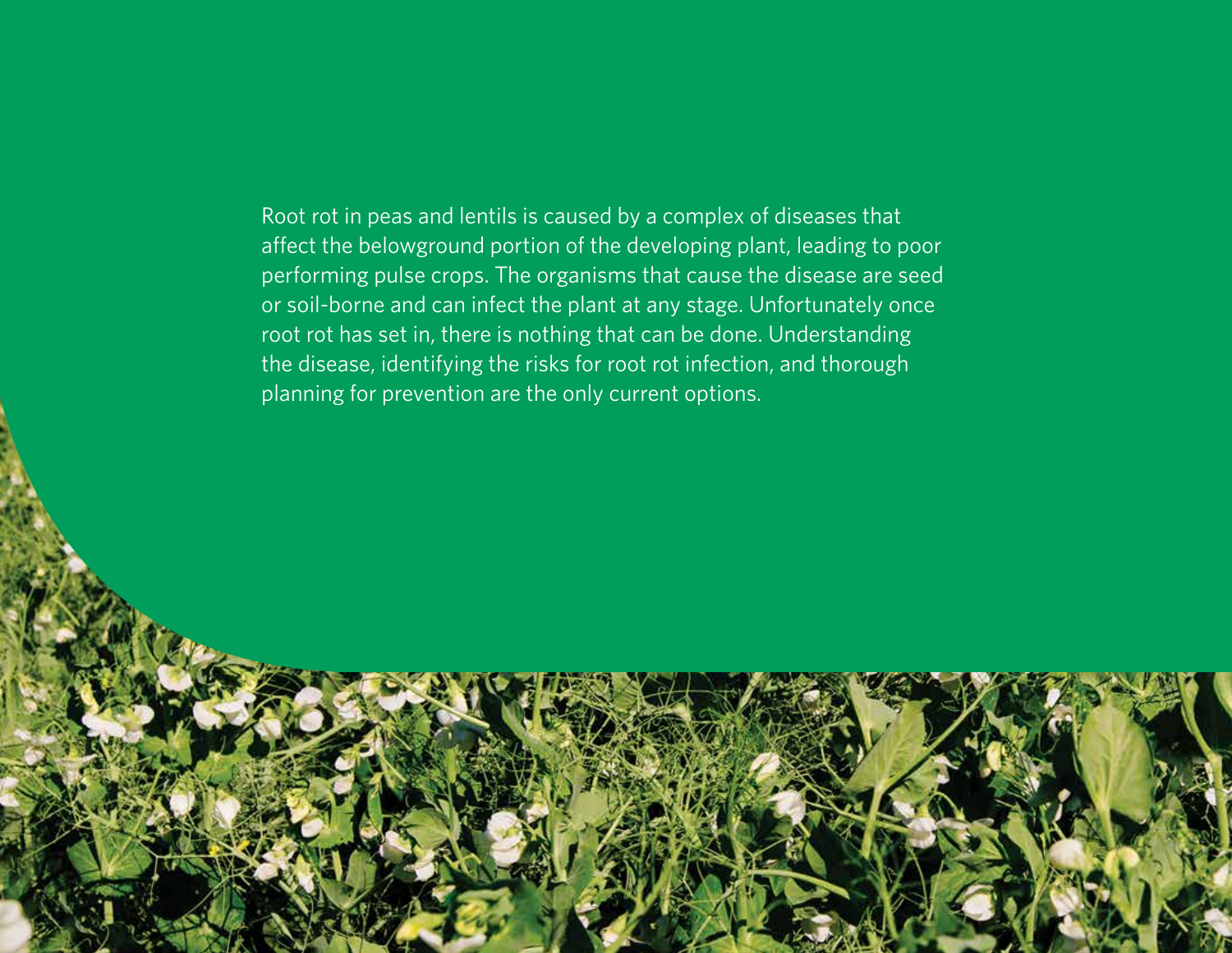Root rot in peas and lentils is caused by a complex of diseases that affect the belowground portion of the developing plant, leading to poor performing pulse crops. The organisms that cause the disease are seed or soil-borne and can infect the plant at any stage. Unfortunately once root rot has set in, there is nothing that can be done. Understanding the disease, identifying the risks for root rot infection, and thorough planning for prevention are the only current options.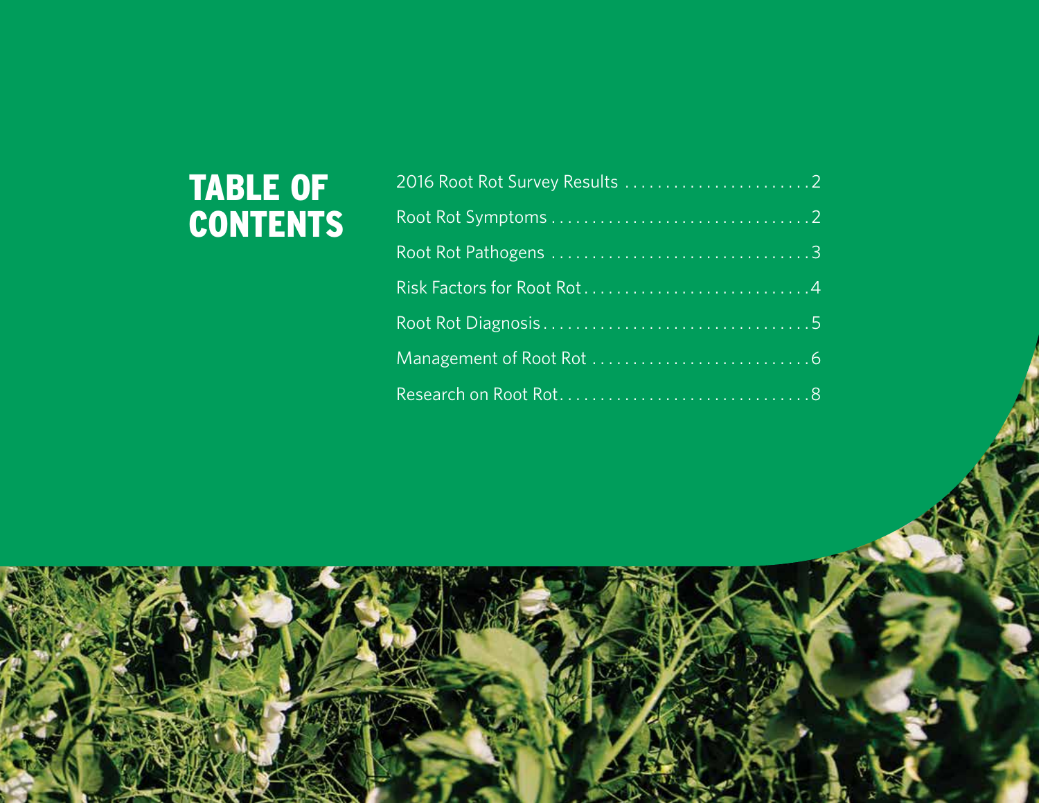# TABLE OF CONTENTS

| | |
|---|---|
| 2016 Root Rot Survey Results | 2 |
| Root Rot Symptoms | 2 |
| Root Rot Pathogens | 3 |
| Risk Factors for Root Rot | 4 |
| Root Rot Diagnosis | 5 |
| Management of Root Rot | 6 |
| Research on Root Rot | 8 |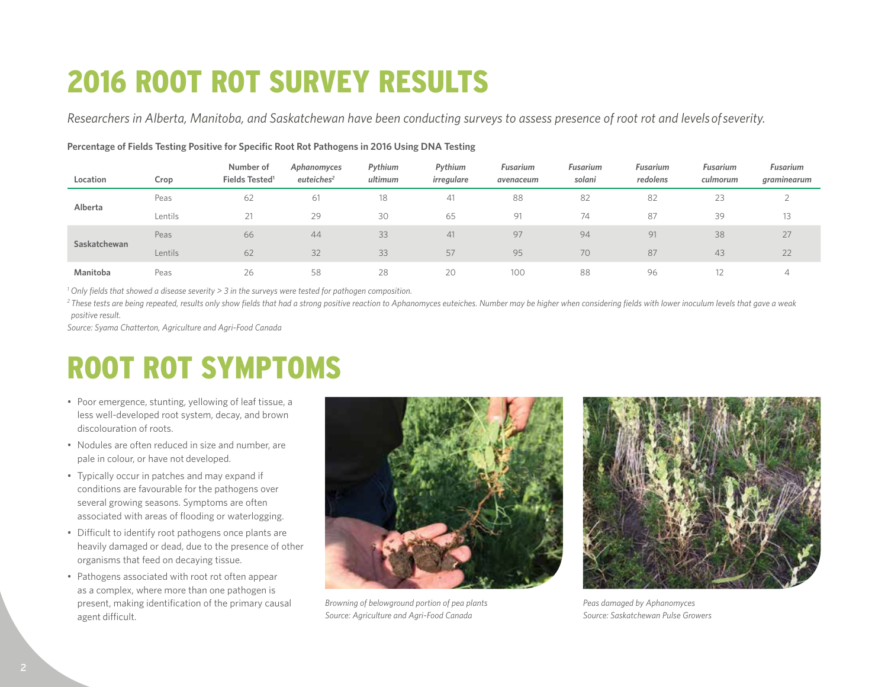# 2016 ROOT ROT SURVEY RESULTS

*Researchers in Alberta, Manitoba, and Saskatchewan have been conducting surveys to assess presence of root rot and levels of severity.*

**Percentage of Fields Testing Positive for Specific Root Rot Pathogens in 2016 Using DNA Testing**

| Location | Crop | Number of Fields Tested[1] | *Aphanomyces euteiches*[2] | *Pythium ultimum* | *Pythium irregulare* | *Fusarium avenaceum* | *Fusarium solani* | *Fusarium redolens* | *Fusarium culmorum* | *Fusarium graminearum* |
|---|---|---|---|---|---|---|---|---|---|---|
| **Alberta** | Peas | 62 | 61 | 18 | 41 | 88 | 82 | 82 | 23 | 2 |
| | Lentils | 21 | 29 | 30 | 65 | 91 | 74 | 87 | 39 | 13 |
| **Saskatchewan** | Peas | 66 | 44 | 33 | 41 | 97 | 94 | 91 | 38 | 27 |
| | Lentils | 62 | 32 | 33 | 57 | 95 | 70 | 87 | 43 | 22 |
| **Manitoba** | Peas | 26 | 58 | 28 | 20 | 100 | 88 | 96 | 12 | 4 |

*[1] Only fields that showed a disease severity > 3 in the surveys were tested for pathogen composition.*

*[2] These tests are being repeated, results only show fields that had a strong positive reaction to Aphanomyces euteiches. Number may be higher when considering fields with lower inoculum levels that gave a weak positive result.*

*Source: Syama Chatterton, Agriculture and Agri-Food Canada*

# ROOT ROT SYMPTOMS

- Poor emergence, stunting, yellowing of leaf tissue, a less well-developed root system, decay, and brown discolouration of roots.
- Nodules are often reduced in size and number, are pale in colour, or have not developed.
- Typically occur in patches and may expand if conditions are favourable for the pathogens over several growing seasons. Symptoms are often associated with areas of flooding or waterlogging.
- Difficult to identify root pathogens once plants are heavily damaged or dead, due to the presence of other organisms that feed on decaying tissue.
- Pathogens associated with root rot often appear as a complex, where more than one pathogen is present, making identification of the primary causal agent difficult.

*Browning of belowground portion of pea plants*
*Source: Agriculture and Agri-Food Canada*

*Peas damaged by Aphanomyces*
*Source: Saskatchewan Pulse Growers*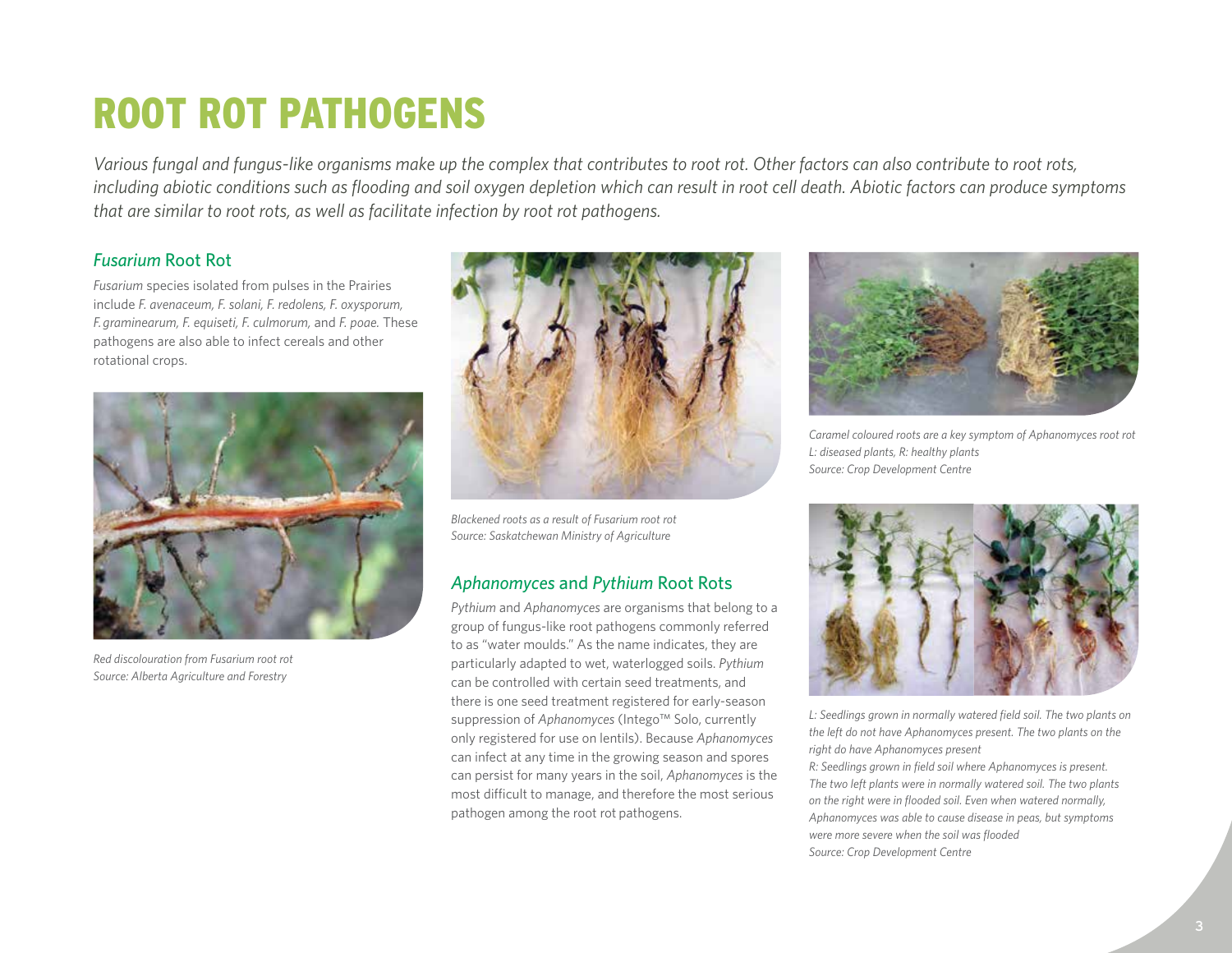# ROOT ROT PATHOGENS

*Various fungal and fungus-like organisms make up the complex that contributes to root rot. Other factors can also contribute to root rots, including abiotic conditions such as flooding and soil oxygen depletion which can result in root cell death. Abiotic factors can produce symptoms that are similar to root rots, as well as facilitate infection by root rot pathogens.*

## *Fusarium* Root Rot

*Fusarium* species isolated from pulses in the Prairies include *F. avenaceum, F. solani, F. redolens, F. oxysporum, F. graminearum, F. equiseti, F. culmorum,* and *F. poae.* These pathogens are also able to infect cereals and other rotational crops.

*Red discolouration from Fusarium root rot*
*Source: Alberta Agriculture and Forestry*

*Blackened roots as a result of Fusarium root rot*
*Source: Saskatchewan Ministry of Agriculture*

## *Aphanomyces* and *Pythium* Root Rots

*Pythium* and *Aphanomyces* are organisms that belong to a group of fungus-like root pathogens commonly referred to as "water moulds." As the name indicates, they are particularly adapted to wet, waterlogged soils. *Pythium* can be controlled with certain seed treatments, and there is one seed treatment registered for early-season suppression of *Aphanomyces* (Intego™ Solo, currently only registered for use on lentils). Because *Aphanomyces* can infect at any time in the growing season and spores can persist for many years in the soil, *Aphanomyces* is the most difficult to manage, and therefore the most serious pathogen among the root rot pathogens.

*Caramel coloured roots are a key symptom of Aphanomyces root rot*
*L: diseased plants, R: healthy plants*
*Source: Crop Development Centre*

*L: Seedlings grown in normally watered field soil. The two plants on the left do not have Aphanomyces present. The two plants on the right do have Aphanomyces present*
*R: Seedlings grown in field soil where Aphanomyces is present. The two left plants were in normally watered soil. The two plants on the right were in flooded soil. Even when watered normally, Aphanomyces was able to cause disease in peas, but symptoms were more severe when the soil was flooded*
*Source: Crop Development Centre*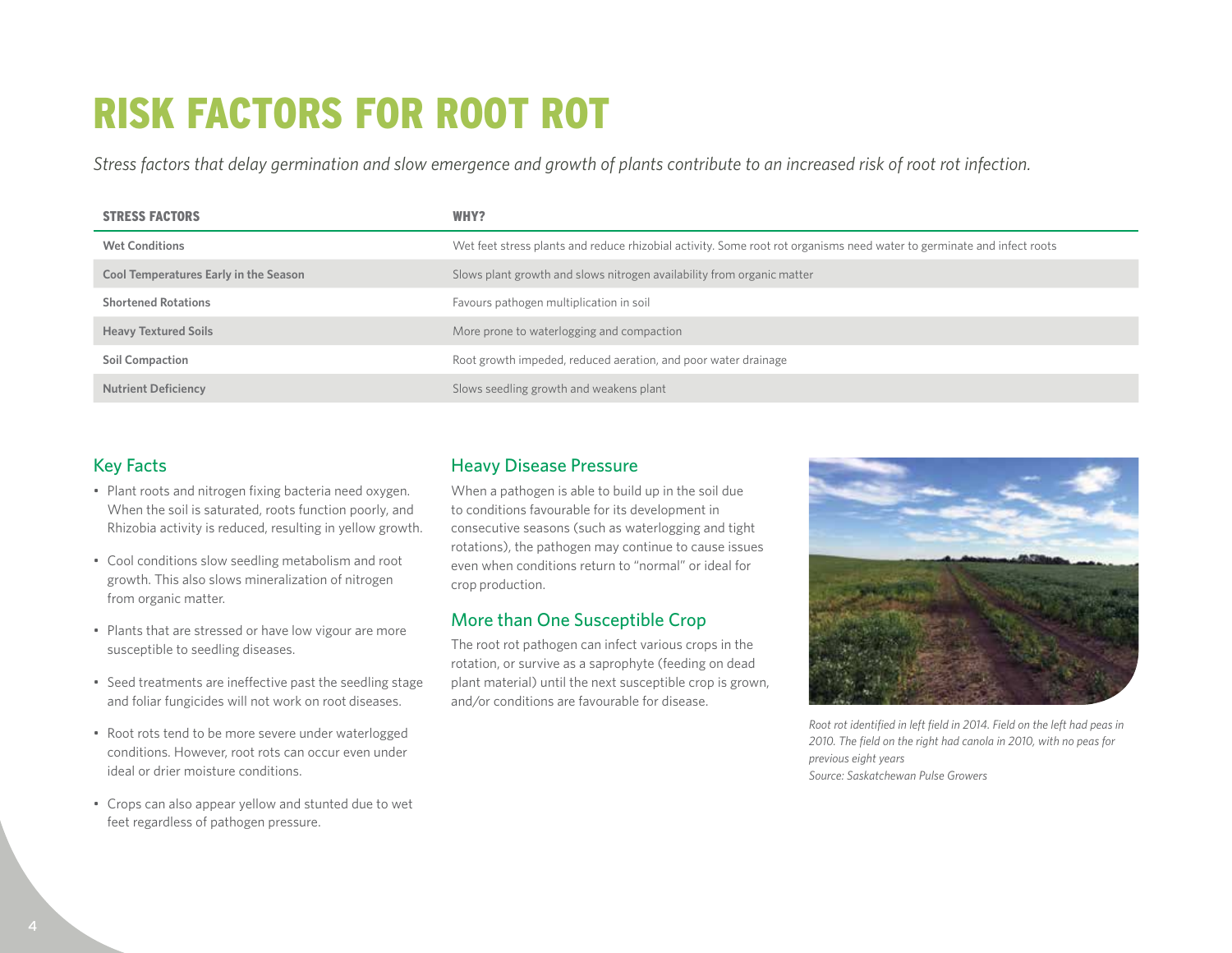# RISK FACTORS FOR ROOT ROT

*Stress factors that delay germination and slow emergence and growth of plants contribute to an increased risk of root rot infection.*

| STRESS FACTORS | WHY? |
|---|---|
| Wet Conditions | Wet feet stress plants and reduce rhizobial activity. Some root rot organisms need water to germinate and infect roots |
| Cool Temperatures Early in the Season | Slows plant growth and slows nitrogen availability from organic matter |
| Shortened Rotations | Favours pathogen multiplication in soil |
| Heavy Textured Soils | More prone to waterlogging and compaction |
| Soil Compaction | Root growth impeded, reduced aeration, and poor water drainage |
| Nutrient Deficiency | Slows seedling growth and weakens plant |

## Key Facts

- Plant roots and nitrogen fixing bacteria need oxygen. When the soil is saturated, roots function poorly, and Rhizobia activity is reduced, resulting in yellow growth.
- Cool conditions slow seedling metabolism and root growth. This also slows mineralization of nitrogen from organic matter.
- Plants that are stressed or have low vigour are more susceptible to seedling diseases.
- Seed treatments are ineffective past the seedling stage and foliar fungicides will not work on root diseases.
- Root rots tend to be more severe under waterlogged conditions. However, root rots can occur even under ideal or drier moisture conditions.
- Crops can also appear yellow and stunted due to wet feet regardless of pathogen pressure.

## Heavy Disease Pressure

When a pathogen is able to build up in the soil due to conditions favourable for its development in consecutive seasons (such as waterlogging and tight rotations), the pathogen may continue to cause issues even when conditions return to "normal" or ideal for crop production.

## More than One Susceptible Crop

The root rot pathogen can infect various crops in the rotation, or survive as a saprophyte (feeding on dead plant material) until the next susceptible crop is grown, and/or conditions are favourable for disease.

*Root rot identified in left field in 2014. Field on the left had peas in 2010. The field on the right had canola in 2010, with no peas for previous eight years*
*Source: Saskatchewan Pulse Growers*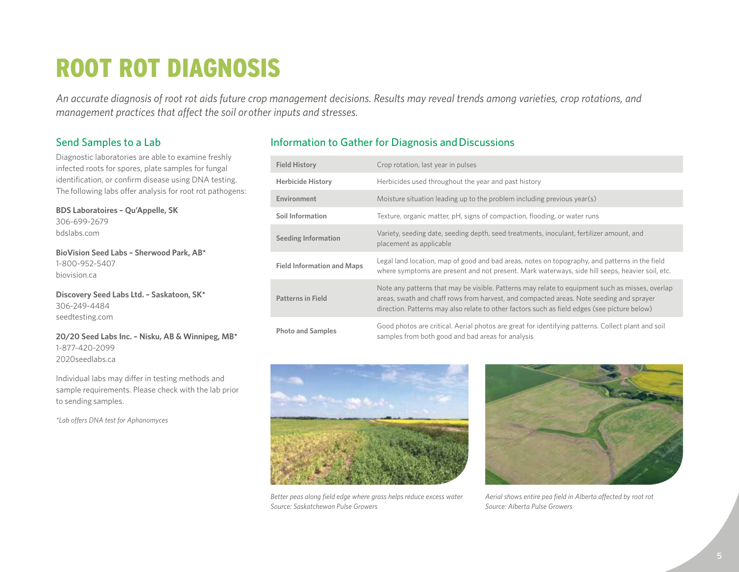# ROOT ROT DIAGNOSIS

*An accurate diagnosis of root rot aids future crop management decisions. Results may reveal trends among varieties, crop rotations, and management practices that affect the soil or other inputs and stresses.*

## Send Samples to a Lab

Diagnostic laboratories are able to examine freshly infected roots for spores, plate samples for fungal identification, or confirm disease using DNA testing. The following labs offer analysis for root rot pathogens:

**BDS Laboratoires – Qu'Appelle, SK**
306-699-2679
bdslabs.com

**BioVision Seed Labs – Sherwood Park, AB***
1-800-952-5407
biovision.ca

**Discovery Seed Labs Ltd. – Saskatoon, SK***
306-249-4484
seedtesting.com

**20/20 Seed Labs Inc. – Nisku, AB & Winnipeg, MB***
1-877-420-2099
2020seedlabs.ca

Individual labs may differ in testing methods and sample requirements. Please check with the lab prior to sending samples.

*\*Lab offers DNA test for Aphanomyces*

## Information to Gather for Diagnosis and Discussions

| | |
|---|---|
| **Field History** | Crop rotation, last year in pulses |
| **Herbicide History** | Herbicides used throughout the year and past history |
| **Environment** | Moisture situation leading up to the problem including previous year(s) |
| **Soil Information** | Texture, organic matter, pH, signs of compaction, flooding, or water runs |
| **Seeding Information** | Variety, seeding date, seeding depth, seed treatments, inoculant, fertilizer amount, and placement as applicable |
| **Field Information and Maps** | Legal land location, map of good and bad areas, notes on topography, and patterns in the field where symptoms are present and not present. Mark waterways, side hill seeps, heavier soil, etc. |
| **Patterns in Field** | Note any patterns that may be visible. Patterns may relate to equipment such as misses, overlap areas, swath and chaff rows from harvest, and compacted areas. Note seeding and sprayer direction. Patterns may also relate to other factors such as field edges (see picture below) |
| **Photo and Samples** | Good photos are critical. Aerial photos are great for identifying patterns. Collect plant and soil samples from both good and bad areas for analysis |

*Better peas along field edge where grass helps reduce excess water*
*Source: Saskatchewan Pulse Growers*

*Aerial shows entire pea field in Alberta affected by root rot*
*Source: Alberta Pulse Growers*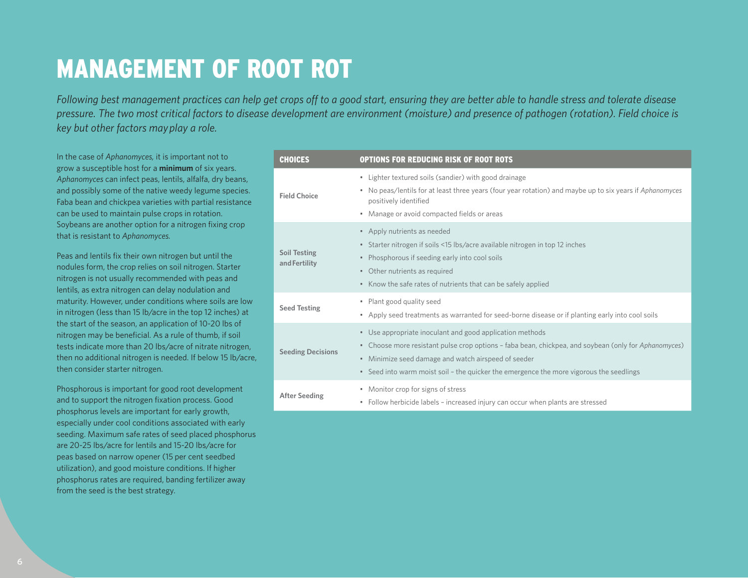# MANAGEMENT OF ROOT ROT

*Following best management practices can help get crops off to a good start, ensuring they are better able to handle stress and tolerate disease pressure. The two most critical factors to disease development are environment (moisture) and presence of pathogen (rotation). Field choice is key but other factors may play a role.*

In the case of *Aphanomyces*, it is important not to grow a susceptible host for a **minimum** of six years. *Aphanomyces* can infect peas, lentils, alfalfa, dry beans, and possibly some of the native weedy legume species. Faba bean and chickpea varieties with partial resistance can be used to maintain pulse crops in rotation. Soybeans are another option for a nitrogen fixing crop that is resistant to *Aphanomyces*.

Peas and lentils fix their own nitrogen but until the nodules form, the crop relies on soil nitrogen. Starter nitrogen is not usually recommended with peas and lentils, as extra nitrogen can delay nodulation and maturity. However, under conditions where soils are low in nitrogen (less than 15 lb/acre in the top 12 inches) at the start of the season, an application of 10-20 lbs of nitrogen may be beneficial. As a rule of thumb, if soil tests indicate more than 20 lbs/acre of nitrate nitrogen, then no additional nitrogen is needed. If below 15 lb/acre, then consider starter nitrogen.

Phosphorous is important for good root development and to support the nitrogen fixation process. Good phosphorus levels are important for early growth, especially under cool conditions associated with early seeding. Maximum safe rates of seed placed phosphorus are 20-25 lbs/acre for lentils and 15-20 lbs/acre for peas based on narrow opener (15 per cent seedbed utilization), and good moisture conditions. If higher phosphorus rates are required, banding fertilizer away from the seed is the best strategy.

| CHOICES | OPTIONS FOR REDUCING RISK OF ROOT ROTS |
|---|---|
| Field Choice | • Lighter textured soils (sandier) with good drainage<br>• No peas/lentils for at least three years (four year rotation) and maybe up to six years if *Aphanomyces* positively identified<br>• Manage or avoid compacted fields or areas |
| Soil Testing and Fertility | • Apply nutrients as needed<br>• Starter nitrogen if soils <15 lbs/acre available nitrogen in top 12 inches<br>• Phosphorous if seeding early into cool soils<br>• Other nutrients as required<br>• Know the safe rates of nutrients that can be safely applied |
| Seed Testing | • Plant good quality seed<br>• Apply seed treatments as warranted for seed-borne disease or if planting early into cool soils |
| Seeding Decisions | • Use appropriate inoculant and good application methods<br>• Choose more resistant pulse crop options – faba bean, chickpea, and soybean (only for *Aphanomyces*)<br>• Minimize seed damage and watch airspeed of seeder<br>• Seed into warm moist soil – the quicker the emergence the more vigorous the seedlings |
| After Seeding | • Monitor crop for signs of stress<br>• Follow herbicide labels – increased injury can occur when plants are stressed |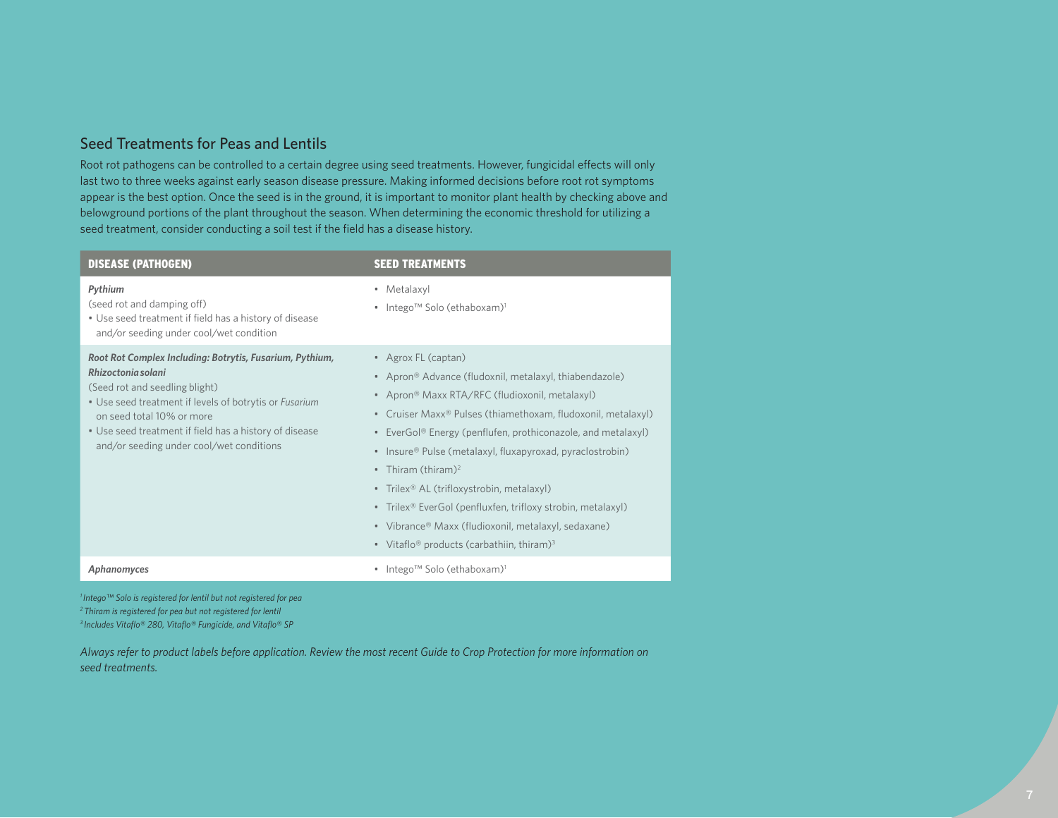## Seed Treatments for Peas and Lentils

Root rot pathogens can be controlled to a certain degree using seed treatments. However, fungicidal effects will only last two to three weeks against early season disease pressure. Making informed decisions before root rot symptoms appear is the best option. Once the seed is in the ground, it is important to monitor plant health by checking above and belowground portions of the plant throughout the season. When determining the economic threshold for utilizing a seed treatment, consider conducting a soil test if the field has a disease history.

| DISEASE (PATHOGEN) | SEED TREATMENTS |
|---|---|
| ***Pythium***<br>(seed rot and damping off)<br>• Use seed treatment if field has a history of disease and/or seeding under cool/wet condition | • Metalaxyl<br>• Intego™ Solo (ethaboxam)[1] |
| ***Root Rot Complex Including: Botrytis, Fusarium, Pythium, Rhizoctonia solani***<br>(Seed rot and seedling blight)<br>• Use seed treatment if levels of botrytis or *Fusarium* on seed total 10% or more<br>• Use seed treatment if field has a history of disease and/or seeding under cool/wet conditions | • Agrox FL (captan)<br>• Apron® Advance (fludoxnil, metalaxyl, thiabendazole)<br>• Apron® Maxx RTA/RFC (fludioxonil, metalaxyl)<br>• Cruiser Maxx® Pulses (thiamethoxam, fludoxonil, metalaxyl)<br>• EverGol® Energy (penflufen, prothiconazole, and metalaxyl)<br>• Insure® Pulse (metalaxyl, fluxapyroxad, pyraclostrobin)<br>• Thiram (thiram)[2]<br>• Trilex® AL (trifloxystrobin, metalaxyl)<br>• Trilex® EverGol (penfluxfen, trifloxy strobin, metalaxyl)<br>• Vibrance® Maxx (fludioxonil, metalaxyl, sedaxane)<br>• Vitaflo® products (carbathiin, thiram)[3] |
| ***Aphanomyces*** | • Intego™ Solo (ethaboxam)[1] |

*[1] Intego™ Solo is registered for lentil but not registered for pea*
*[2] Thiram is registered for pea but not registered for lentil*
*[3] Includes Vitaflo® 280, Vitaflo® Fungicide, and Vitaflo® SP*

*Always refer to product labels before application. Review the most recent Guide to Crop Protection for more information on seed treatments.*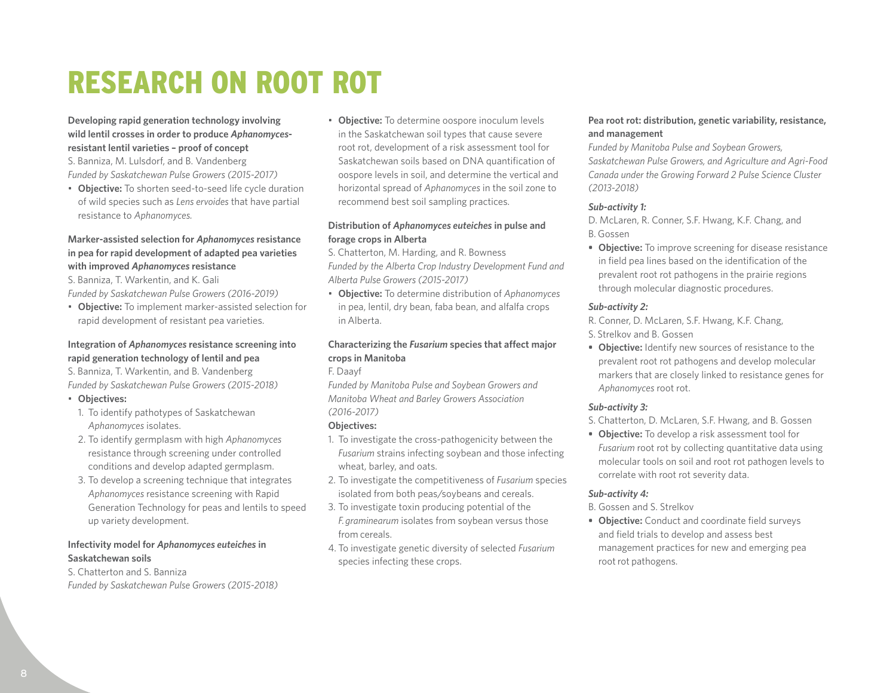# RESEARCH ON ROOT ROT

**Developing rapid generation technology involving wild lentil crosses in order to produce *Aphanomyces*-resistant lentil varieties – proof of concept**

S. Banniza, M. Lulsdorf, and B. Vandenberg

*Funded by Saskatchewan Pulse Growers (2015-2017)*

- **Objective:** To shorten seed-to-seed life cycle duration of wild species such as *Lens ervoides* that have partial resistance to *Aphanomyces.*

**Marker-assisted selection for *Aphanomyces* resistance in pea for rapid development of adapted pea varieties with improved *Aphanomyces* resistance**

S. Banniza, T. Warkentin, and K. Gali

*Funded by Saskatchewan Pulse Growers (2016-2019)*

- **Objective:** To implement marker-assisted selection for rapid development of resistant pea varieties.

**Integration of *Aphanomyces* resistance screening into rapid generation technology of lentil and pea**

S. Banniza, T. Warkentin, and B. Vandenberg

*Funded by Saskatchewan Pulse Growers (2015-2018)*

- **Objectives:**
  1. To identify pathotypes of Saskatchewan *Aphanomyces* isolates.
  2. To identify germplasm with high *Aphanomyces* resistance through screening under controlled conditions and develop adapted germplasm.
  3. To develop a screening technique that integrates *Aphanomyces* resistance screening with Rapid Generation Technology for peas and lentils to speed up variety development.

**Infectivity model for *Aphanomyces euteiches* in Saskatchewan soils**

S. Chatterton and S. Banniza

*Funded by Saskatchewan Pulse Growers (2015-2018)*

- **Objective:** To determine oospore inoculum levels in the Saskatchewan soil types that cause severe root rot, development of a risk assessment tool for Saskatchewan soils based on DNA quantification of oospore levels in soil, and determine the vertical and horizontal spread of *Aphanomyces* in the soil zone to recommend best soil sampling practices.

**Distribution of *Aphanomyces euteiches* in pulse and forage crops in Alberta**

S. Chatterton, M. Harding, and R. Bowness

*Funded by the Alberta Crop Industry Development Fund and Alberta Pulse Growers (2015-2017)*

- **Objective:** To determine distribution of *Aphanomyces* in pea, lentil, dry bean, faba bean, and alfalfa crops in Alberta.

**Characterizing the *Fusarium* species that affect major crops in Manitoba**

F. Daayf

*Funded by Manitoba Pulse and Soybean Growers and Manitoba Wheat and Barley Growers Association (2016-2017)*

**Objectives:**

1. To investigate the cross-pathogenicity between the *Fusarium* strains infecting soybean and those infecting wheat, barley, and oats.
2. To investigate the competitiveness of *Fusarium* species isolated from both peas/soybeans and cereals.
3. To investigate toxin producing potential of the *F. graminearum* isolates from soybean versus those from cereals.
4. To investigate genetic diversity of selected *Fusarium* species infecting these crops.

**Pea root rot: distribution, genetic variability, resistance, and management**

*Funded by Manitoba Pulse and Soybean Growers, Saskatchewan Pulse Growers, and Agriculture and Agri-Food Canada under the Growing Forward 2 Pulse Science Cluster (2013-2018)*

***Sub-activity 1:***

D. McLaren, R. Conner, S.F. Hwang, K.F. Chang, and B. Gossen

- **Objective:** To improve screening for disease resistance in field pea lines based on the identification of the prevalent root rot pathogens in the prairie regions through molecular diagnostic procedures.

***Sub-activity 2:***

R. Conner, D. McLaren, S.F. Hwang, K.F. Chang, S. Strelkov and B. Gossen

- **Objective:** Identify new sources of resistance to the prevalent root rot pathogens and develop molecular markers that are closely linked to resistance genes for *Aphanomyces* root rot.

***Sub-activity 3:***

S. Chatterton, D. McLaren, S.F. Hwang, and B. Gossen

- **Objective:** To develop a risk assessment tool for *Fusarium* root rot by collecting quantitative data using molecular tools on soil and root rot pathogen levels to correlate with root rot severity data.

***Sub-activity 4:***

B. Gossen and S. Strelkov

- **Objective:** Conduct and coordinate field surveys and field trials to develop and assess best management practices for new and emerging pea root rot pathogens.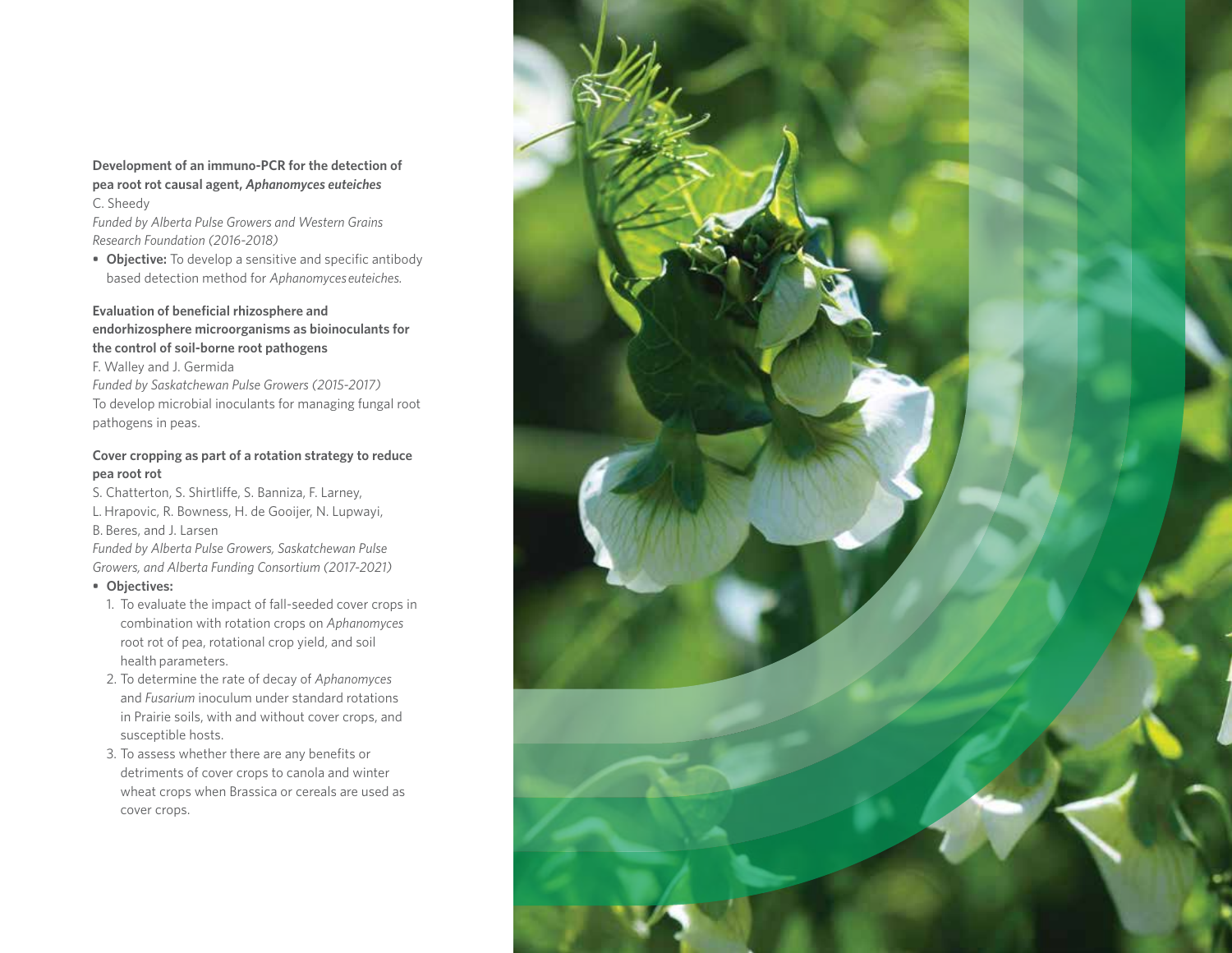**Development of an immuno-PCR for the detection of pea root rot causal agent, *Aphanomyces euteiches***

C. Sheedy

*Funded by Alberta Pulse Growers and Western Grains Research Foundation (2016-2018)*

- **Objective:** To develop a sensitive and specific antibody based detection method for *Aphanomyces euteiches*.

**Evaluation of beneficial rhizosphere and endorhizosphere microorganisms as bioinoculants for the control of soil-borne root pathogens**

F. Walley and J. Germida

*Funded by Saskatchewan Pulse Growers (2015-2017)*

To develop microbial inoculants for managing fungal root pathogens in peas.

**Cover cropping as part of a rotation strategy to reduce pea root rot**

S. Chatterton, S. Shirtliffe, S. Banniza, F. Larney, L. Hrapovic, R. Bowness, H. de Gooijer, N. Lupwayi, B. Beres, and J. Larsen

*Funded by Alberta Pulse Growers, Saskatchewan Pulse Growers, and Alberta Funding Consortium (2017-2021)*

- **Objectives:**
  1. To evaluate the impact of fall-seeded cover crops in combination with rotation crops on *Aphanomyces* root rot of pea, rotational crop yield, and soil health parameters.
  2. To determine the rate of decay of *Aphanomyces* and *Fusarium* inoculum under standard rotations in Prairie soils, with and without cover crops, and susceptible hosts.
  3. To assess whether there are any benefits or detriments of cover crops to canola and winter wheat crops when Brassica or cereals are used as cover crops.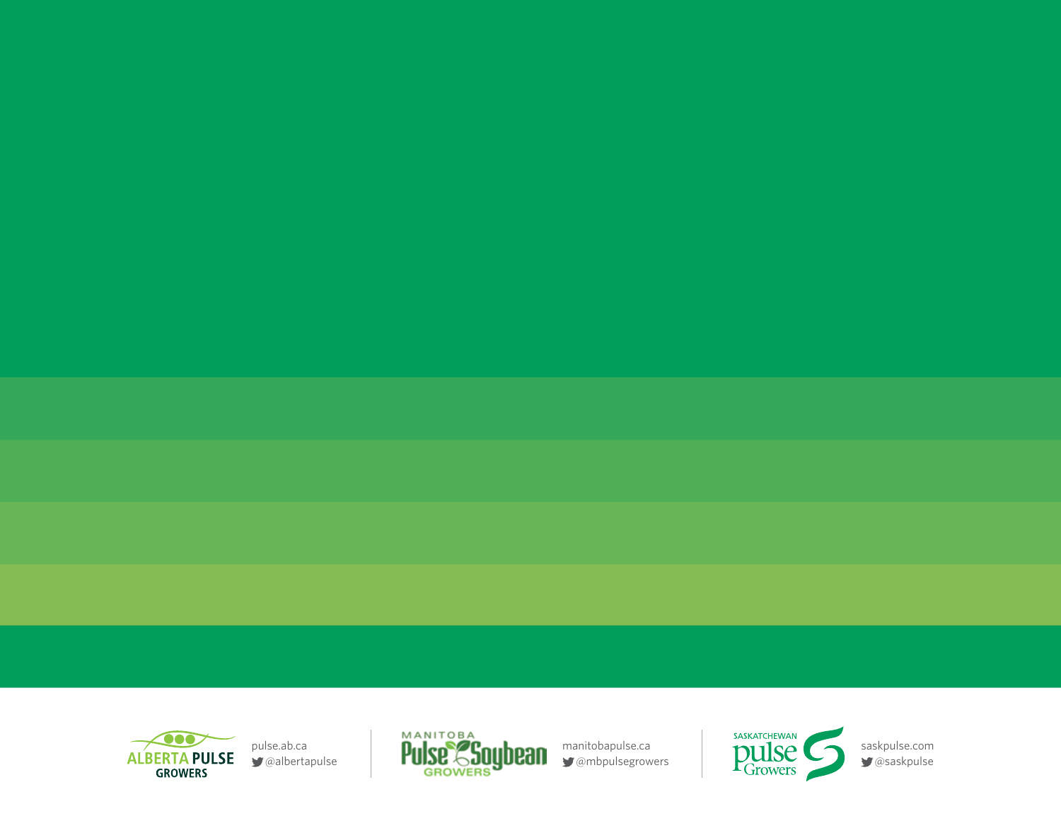pulse.ab.ca
@albertapulse

manitobapulse.ca
@mbpulsegrowers

saskpulse.com
@saskpulse